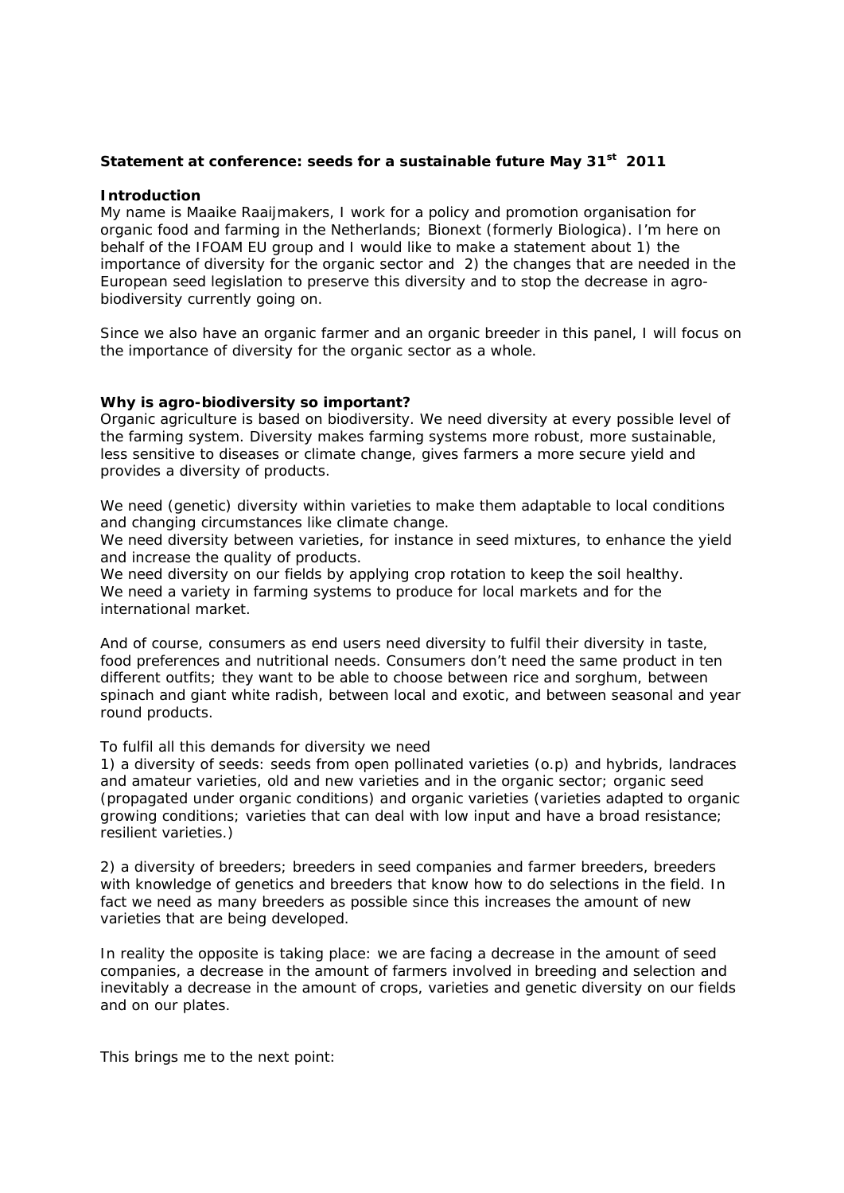**Statement at conference: seeds for a sustainable future May 31st 2011**

**Introduction**

My name is Maaike Raaijmakers, I work for a policy and promotion organisation for organic food and farming in the Netherlands; Bionext (formerly Biologica). I'm here on behalf of the IFOAM EU group and I would like to make a statement about 1) the importance of diversity for the organic sector and 2) the changes that are needed in the European seed legislation to preserve this diversity and to stop the decrease in agro-biodiversity currently going on.

Since we also have an organic farmer and an organic breeder in this panel, I will focus on the importance of diversity for the organic sector as a whole.

**Why is agro-biodiversity so important?**

Organic agriculture is based on biodiversity. We need diversity at every possible level of the farming system. Diversity makes farming systems more robust, more sustainable, less sensitive to diseases or climate change, gives farmers a more secure yield and provides a diversity of products.

We need (genetic) diversity within varieties to make them adaptable to local conditions and changing circumstances like climate change.
We need diversity between varieties, for instance in seed mixtures, to enhance the yield and increase the quality of products.
We need diversity on our fields by applying crop rotation to keep the soil healthy.
We need a variety in farming systems to produce for local markets and for the international market.

And of course, consumers as end users need diversity to fulfil their diversity in taste, food preferences and nutritional needs. Consumers don't need the same product in ten different outfits; they want to be able to choose between rice and sorghum, between spinach and giant white radish, between local and exotic, and between seasonal and year round products.

To fulfil all this demands for diversity we need

1) a diversity of seeds: seeds from open pollinated varieties (o.p) and hybrids, landraces and amateur varieties, old and new varieties and in the organic sector; organic seed (propagated under organic conditions) and organic varieties (varieties adapted to organic growing conditions; varieties that can deal with low input and have a broad resistance; resilient varieties.)

2) a diversity of breeders; breeders in seed companies and farmer breeders, breeders with knowledge of genetics and breeders that know how to do selections in the field. In fact we need as many breeders as possible since this increases the amount of new varieties that are being developed.

In reality the opposite is taking place: we are facing a decrease in the amount of seed companies, a decrease in the amount of farmers involved in breeding and selection and inevitably a decrease in the amount of crops, varieties and genetic diversity on our fields and on our plates.

This brings me to the next point: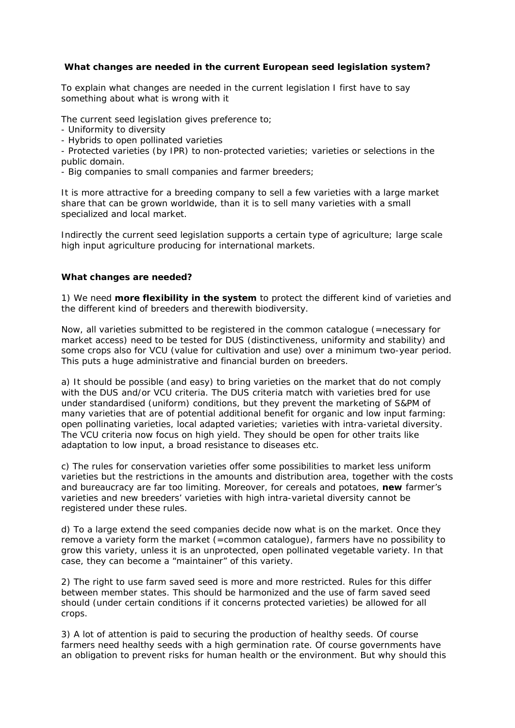**What changes are needed in the current European seed legislation system?**

To explain what changes are needed in the current legislation I first have to say something about what is wrong with it

The current seed legislation gives preference to;

- Uniformity to diversity
- Hybrids to open pollinated varieties
- Protected varieties (by IPR) to non-protected varieties; varieties or selections in the public domain.
- Big companies to small companies and farmer breeders;

It is more attractive for a breeding company to sell a few varieties with a large market share that can be grown worldwide, than it is to sell many varieties with a small specialized and local market.

Indirectly the current seed legislation supports a certain type of agriculture; large scale high input agriculture producing for international markets.

**What changes are needed?**

1) We need **more flexibility in the system** to protect the different kind of varieties and the different kind of breeders and therewith biodiversity.

Now, all varieties submitted to be registered in the common catalogue (=necessary for market access) need to be tested for DUS (distinctiveness, uniformity and stability) and some crops also for VCU (value for cultivation and use) over a minimum two-year period. This puts a huge administrative and financial burden on breeders.

a) It should be possible (and easy) to bring varieties on the market that do not comply with the DUS and/or VCU criteria. The DUS criteria match with varieties bred for use under standardised (uniform) conditions, but they prevent the marketing of S&PM of many varieties that are of potential additional benefit for organic and low input farming: open pollinating varieties, local adapted varieties; varieties with intra-varietal diversity. The VCU criteria now focus on high yield. They should be open for other traits like adaptation to low input, a broad resistance to diseases etc.

c) The rules for conservation varieties offer some possibilities to market less uniform varieties but the restrictions in the amounts and distribution area, together with the costs and bureaucracy are far too limiting. Moreover, for cereals and potatoes, **new** farmer's varieties and new breeders' varieties with high intra-varietal diversity cannot be registered under these rules.

d) To a large extend the seed companies decide now what is on the market. Once they remove a variety form the market (=common catalogue), farmers have no possibility to grow this variety, unless it is an unprotected, open pollinated vegetable variety. In that case, they can become a "maintainer" of this variety.

2) The right to use farm saved seed is more and more restricted. Rules for this differ between member states. This should be harmonized and the use of farm saved seed should (under certain conditions if it concerns protected varieties) be allowed for all crops.

3) A lot of attention is paid to securing the production of healthy seeds. Of course farmers need healthy seeds with a high germination rate. Of course governments have an obligation to prevent risks for human health or the environment. But why should this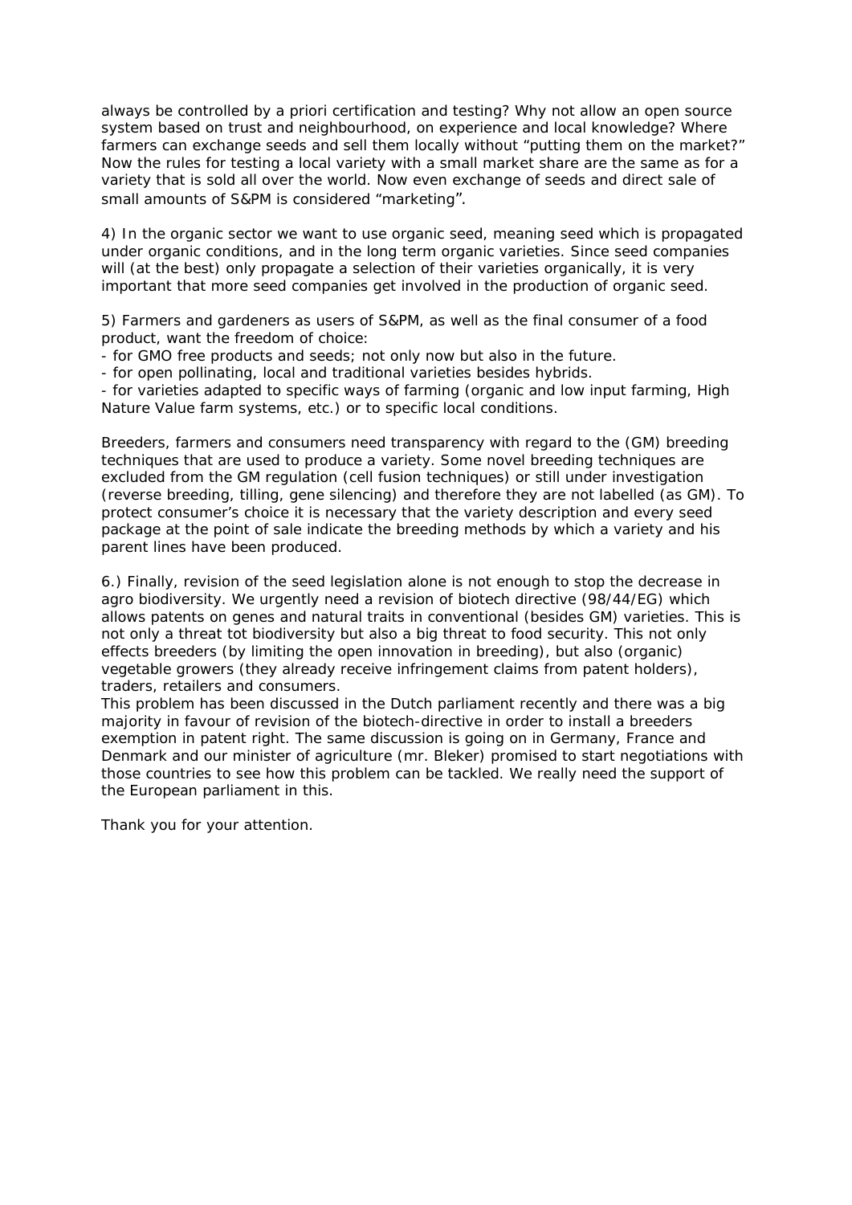always be controlled by a priori certification and testing? Why not allow an open source system based on trust and neighbourhood, on experience and local knowledge? Where farmers can exchange seeds and sell them locally without "putting them on the market?" Now the rules for testing a local variety with a small market share are the same as for a variety that is sold all over the world. Now even exchange of seeds and direct sale of small amounts of S&PM is considered "marketing".

4) In the organic sector we want to use organic seed, meaning seed which is propagated under organic conditions, and in the long term organic varieties. Since seed companies will (at the best) only propagate a selection of their varieties organically, it is very important that more seed companies get involved in the production of organic seed.

5) Farmers and gardeners as users of S&PM, as well as the final consumer of a food product, want the freedom of choice:
- for GMO free products and seeds; not only now but also in the future.
- for open pollinating, local and traditional varieties besides hybrids.
- for varieties adapted to specific ways of farming (organic and low input farming, High Nature Value farm systems, etc.) or to specific local conditions.

Breeders, farmers and consumers need transparency with regard to the (GM) breeding techniques that are used to produce a variety. Some novel breeding techniques are excluded from the GM regulation (cell fusion techniques) or still under investigation (reverse breeding, tilling, gene silencing) and therefore they are not labelled (as GM). To protect consumer's choice it is necessary that the variety description and every seed package at the point of sale indicate the breeding methods by which a variety and his parent lines have been produced.

6.) Finally, revision of the seed legislation alone is not enough to stop the decrease in agro biodiversity. We urgently need a revision of biotech directive (98/44/EG) which allows patents on genes and natural traits in conventional (besides GM) varieties. This is not only a threat tot biodiversity but also a big threat to food security. This not only effects breeders (by limiting the open innovation in breeding), but also (organic) vegetable growers (they already receive infringement claims from patent holders), traders, retailers and consumers.
This problem has been discussed in the Dutch parliament recently and there was a big majority in favour of revision of the biotech-directive in order to install a breeders exemption in patent right. The same discussion is going on in Germany, France and Denmark and our minister of agriculture (mr. Bleker) promised to start negotiations with those countries to see how this problem can be tackled. We really need the support of the European parliament in this.

Thank you for your attention.